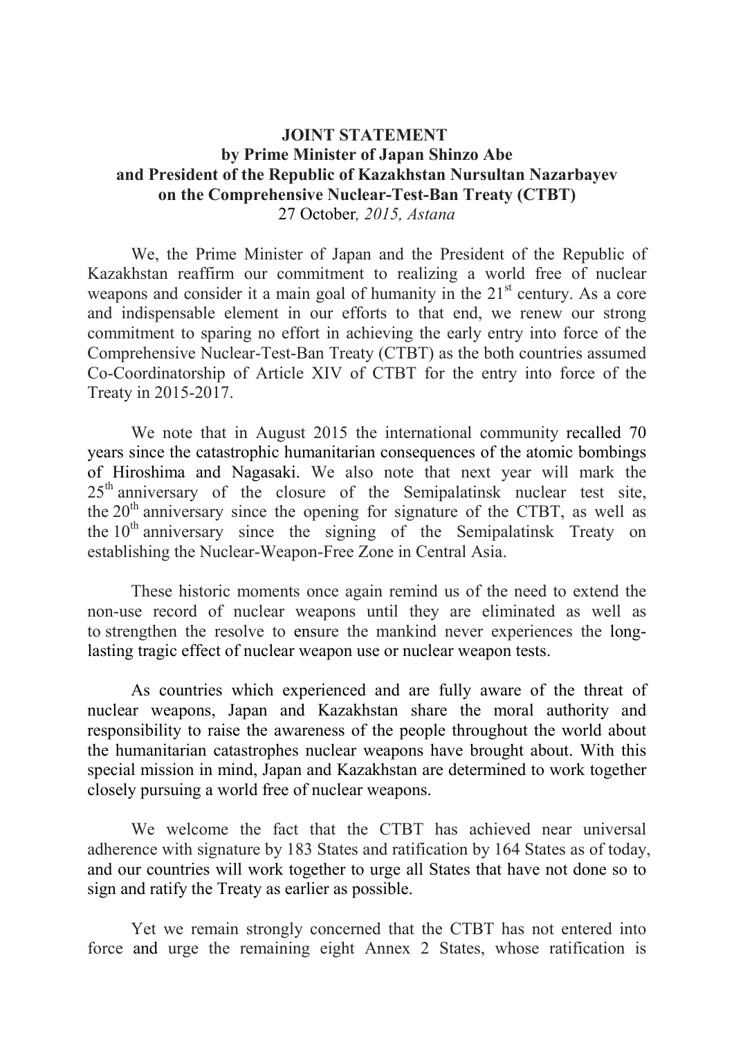**JOINT STATEMENT**
**by Prime Minister of Japan Shinzo Abe**
**and President of the Republic of Kazakhstan Nursultan Nazarbayev**
**on the Comprehensive Nuclear-Test-Ban Treaty (CTBT)**
27 October*, 2015, Astana*

We, the Prime Minister of Japan and the President of the Republic of Kazakhstan reaffirm our commitment to realizing a world free of nuclear weapons and consider it a main goal of humanity in the 21st century. As a core and indispensable element in our efforts to that end, we renew our strong commitment to sparing no effort in achieving the early entry into force of the Comprehensive Nuclear-Test-Ban (CTBT) as the both countries assumed Co-Coordinatorship of Article XIV of CTBT for the entry into force of the Treaty in 2015-2017.

We note that in August 2015 the international community recalled 70 years since the catastrophic humanitarian consequences of the atomic bombings of Hiroshima and Nagasaki. We also note that next year will mark the 25th anniversary of the closure of the Semipalatinsk nuclear test site, the 20th anniversary since the opening for signature of the CTBT, as well as the 10th anniversary since the signing of the Semipalatinsk Treaty on establishing the Nuclear-Weapon-Free Zone in Central Asia.

These historic moments once again remind us of the need to extend the non-use record of nuclear weapons until they are eliminated as well as to strengthen the resolve to ensure the mankind never experiences the long-lasting tragic effect of nuclear weapon use or nuclear weapon tests.

As countries which experienced and are fully aware of the threat of nuclear weapons, Japan and Kazakhstan share the moral authority and responsibility to raise the awareness of the people throughout the world about the humanitarian catastrophes nuclear weapons have brought about. With this special mission in mind, Japan and Kazakhstan are determined to work together closely pursuing a world free of nuclear weapons.

We welcome the fact that the CTBT has achieved near universal adherence with signature by 183 States and ratification by 164 States as of today, and our countries will work together to urge all States that have not done so to sign and ratify the Treaty as earlier as possible.

Yet we remain strongly concerned that the CTBT has not entered into force and urge the remaining eight Annex 2 States, whose ratification is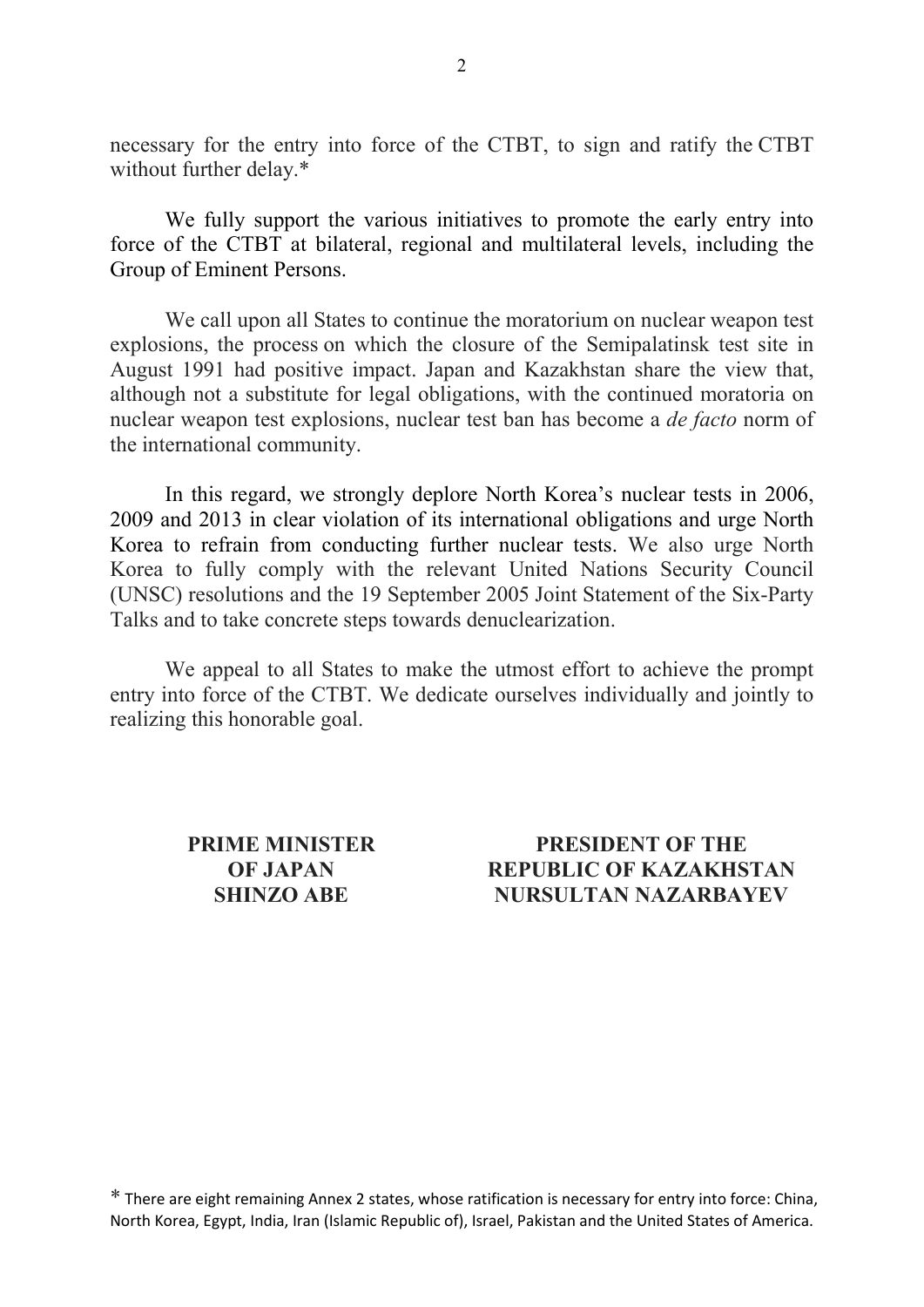necessary for the entry into force of the CTBT, to sign and ratify the CTBT without further delay.*

We fully support the various initiatives to promote the early entry into force of the CTBT at bilateral, regional and multilateral levels, including the Group of Eminent Persons.

We call upon all States to continue the moratorium on nuclear weapon test explosions, the process on which the closure of the Semipalatinsk test site in August 1991 had positive impact. Japan and Kazakhstan share the view that, although not a substitute for legal obligations, with the continued moratoria on nuclear weapon test explosions, nuclear test ban has become a *de facto* norm of the international community.

In this regard, we strongly deplore North Korea's nuclear tests in 2006, 2009 and 2013 in clear violation of its international obligations and urge North Korea to refrain from conducting further nuclear tests. We also urge North Korea to fully comply with the relevant United Nations Security Council (UNSC) resolutions and the 19 September 2005 Joint Statement of the Six-Party Talks and to take concrete steps towards denuclearization.

We appeal to all States to make the utmost effort to achieve the prompt entry into force of the CTBT. We dedicate ourselves individually and jointly to realizing this honorable goal.

**PRIME MINISTER OF JAPAN SHINZO ABE**

**PRESIDENT OF THE REPUBLIC OF KAZAKHSTAN NURSULTAN NAZARBAYEV**

* There are eight remaining Annex 2 states, whose ratification is necessary for entry into force: China, North Korea, Egypt, India, Iran (Islamic Republic of), Israel, Pakistan and the United States of America.